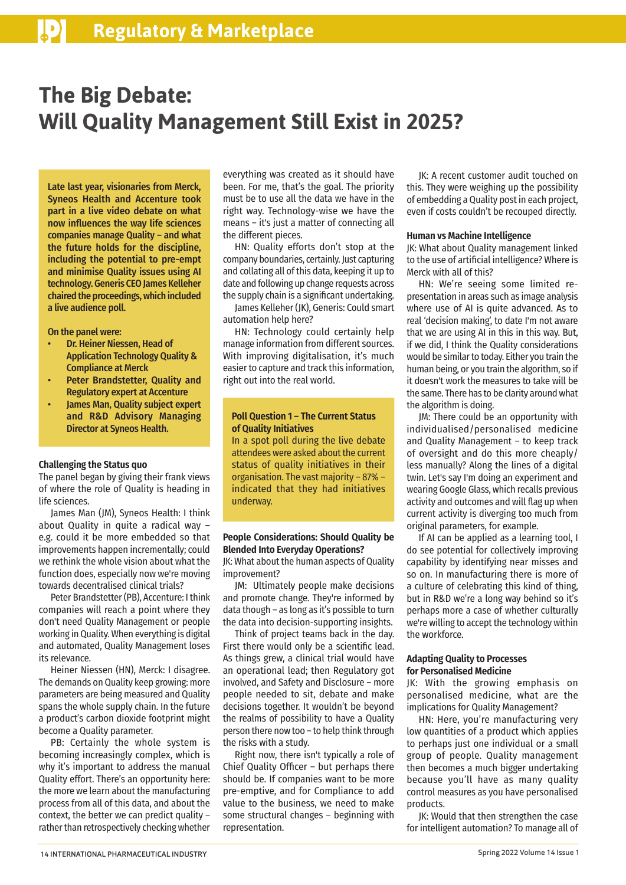# The Big Debate: Will Quality Management Still Exist in 2025?

**Late last year, visionaries from Merck, Syneos Health and Accenture took part in a live video debate on what now influences the way life sciences companies manage Quality – and what the future holds for the discipline, including the potential to pre-empt and minimise Quality issues using AI technology. Generis CEO James Kelleher chaired the proceedings, which included a live audience poll.**

**On the panel were:**

- **Dr. Heiner Niessen, Head of Application Technology Quality & Compliance at Merck**
- **Peter Brandstetter, Quality and Regulatory expert at Accenture**
- **James Man, Quality subject expert and R&D Advisory Managing Director at Syneos Health.**

### Challenging the Status quo

The panel began by giving their frank views of where the role of Quality is heading in life sciences.

James Man (JM), Syneos Health: I think about Quality in quite a radical way – e.g. could it be more embedded so that improvements happen incrementally; could we rethink the whole vision about what the function does, especially now we're moving towards decentralised clinical trials?

Peter Brandstetter (PB), Accenture: I think companies will reach a point where they don't need Quality Management or people working in Quality. When everything is digital and automated, Quality Management loses its relevance.

Heiner Niessen (HN), Merck: I disagree. The demands on Quality keep growing: more parameters are being measured and Quality spans the whole supply chain. In the future a product's carbon dioxide footprint might become a Quality parameter.

PB: Certainly the whole system is becoming increasingly complex, which is why it's important to address the manual Quality effort. There's an opportunity here: the more we learn about the manufacturing process from all of this data, and about the context, the better we can predict quality – rather than retrospectively checking whether everything was created as it should have been. For me, that's the goal. The priority must be to use all the data we have in the right way. Technology-wise we have the means – it's just a matter of connecting all the different pieces.

HN: Quality efforts don't stop at the company boundaries, certainly. Just capturing and collating all of this data, keeping it up to date and following up change requests across the supply chain is a significant undertaking.

James Kelleher (JK), Generis: Could smart automation help here?

HN: Technology could certainly help manage information from different sources. With improving digitalisation, it's much easier to capture and track this information, right out into the real world.

> **Poll Question 1 – The Current Status of Quality Initiatives**
>
> In a spot poll during the live debate attendees were asked about the current status of quality initiatives in their organisation. The vast majority – 87% – indicated that they had initiatives underway.

### People Considerations: Should Quality be Blended Into Everyday Operations?

JK: What about the human aspects of Quality improvement?

JM: Ultimately people make decisions and promote change. They're informed by data though – as long as it's possible to turn the data into decision-supporting insights.

Think of project teams back in the day. First there would only be a scientific lead. As things grew, a clinical trial would have an operational lead; then Regulatory got involved, and Safety and Disclosure – more people needed to sit, debate and make decisions together. It wouldn't be beyond the realms of possibility to have a Quality person there now too – to help think through the risks with a study.

Right now, there isn't typically a role of Chief Quality Officer – but perhaps there should be. If companies want to be more pre-emptive, and for Compliance to add value to the business, we need to make some structural changes – beginning with representation.

JK: A recent customer audit touched on this. They were weighing up the possibility of embedding a Quality post in each project, even if costs couldn't be recouped directly.

### Human vs Machine Intelligence

JK: What about Quality management linked to the use of artificial intelligence? Where is Merck with all of this?

HN: We're seeing some limited re-presentation in areas such as image analysis where use of AI is quite advanced. As to real 'decision making', to date I'm not aware that we are using AI in this in this way. But, if we did, I think the Quality considerations would be similar to today. Either you train the human being, or you train the algorithm, so if it doesn't work the measures to take will be the same. There has to be clarity around what the algorithm is doing.

JM: There could be an opportunity with individualised/personalised medicine and Quality Management – to keep track of oversight and do this more cheaply/less manually? Along the lines of a digital twin. Let's say I'm doing an experiment and wearing Google Glass, which recalls previous activity and outcomes and will flag up when current activity is diverging too much from original parameters, for example.

If AI can be applied as a learning tool, I do see potential for collectively improving capability by identifying near misses and so on. In manufacturing there is more of a culture of celebrating this kind of thing, but in R&D we're a long way behind so it's perhaps more a case of whether culturally we're willing to accept the technology within the workforce.

### Adapting Quality to Processes for Personalised Medicine

JK: With the growing emphasis on personalised medicine, what are the implications for Quality Management?

HN: Here, you're manufacturing very low quantities of a product which applies to perhaps just one individual or a small group of people. Quality management then becomes a much bigger undertaking because you'll have as many quality control measures as you have personalised products.

JK: Would that then strengthen the case for intelligent automation? To manage all of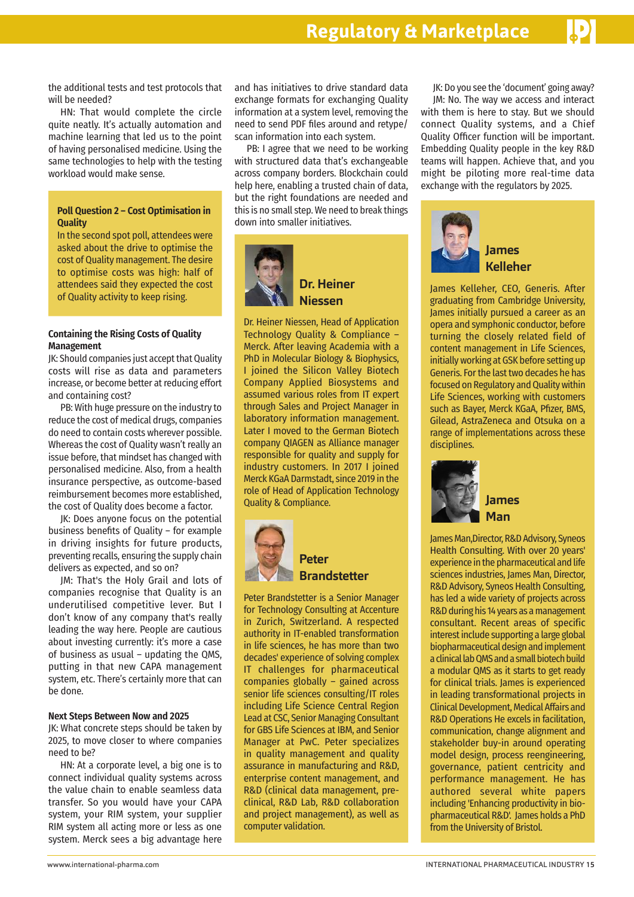the additional tests and test protocols that will be needed?

HN: That would complete the circle quite neatly. It's actually automation and machine learning that led us to the point of having personalised medicine. Using the same technologies to help with the testing workload would make sense.

**Poll Question 2 – Cost Optimisation in Quality**

In the second spot poll, attendees were asked about the drive to optimise the cost of Quality management. The desire to optimise costs was high: half of attendees said they expected the cost of Quality activity to keep rising.

### Containing the Rising Costs of Quality Management

JK: Should companies just accept that Quality costs will rise as data and parameters increase, or become better at reducing effort and containing cost?

PB: With huge pressure on the industry to reduce the cost of medical drugs, companies do need to contain costs wherever possible. Whereas the cost of Quality wasn't really an issue before, that mindset has changed with personalised medicine. Also, from a health insurance perspective, as outcome-based reimbursement becomes more established, the cost of Quality does become a factor.

JK: Does anyone focus on the potential business benefits of Quality – for example in driving insights for future products, preventing recalls, ensuring the supply chain delivers as expected, and so on?

JM: That's the Holy Grail and lots of companies recognise that Quality is an underutilised competitive lever. But I don't know of any company that's really leading the way here. People are cautious about investing currently: it's more a case of business as usual – updating the QMS, putting in that new CAPA management system, etc. There's certainly more that can be done.

### Next Steps Between Now and 2025

JK: What concrete steps should be taken by 2025, to move closer to where companies need to be?

HN: At a corporate level, a big one is to connect individual quality systems across the value chain to enable seamless data transfer. So you would have your CAPA system, your RIM system, your supplier RIM system all acting more or less as one system. Merck sees a big advantage here and has initiatives to drive standard data exchange formats for exchanging Quality information at a system level, removing the need to send PDF files around and retype/scan information into each system.

PB: I agree that we need to be working with structured data that's exchangeable across company borders. Blockchain could help here, enabling a trusted chain of data, but the right foundations are needed and this is no small step. We need to break things down into smaller initiatives.

JK: Do you see the 'document' going away?

JM: No. The way we access and interact with them is here to stay. But we should connect Quality systems, and a Chief Quality Officer function will be important. Embedding Quality people in the key R&D teams will happen. Achieve that, and you might be piloting more real-time data exchange with the regulators by 2025.

**Dr. Heiner Niessen**

Dr. Heiner Niessen, Head of Application Technology Quality & Compliance – Merck. After leaving Academia with a PhD in Molecular Biology & Biophysics, I joined the Silicon Valley Biotech Company Applied Biosystems and assumed various roles from IT expert through Sales and Project Manager in laboratory information management. Later I moved to the German Biotech company QIAGEN as Alliance manager responsible for quality and supply for industry customers. In 2017 I joined Merck KGaA Darmstadt, since 2019 in the role of Head of Application Technology Quality & Compliance.

**Peter Brandstetter**

Peter Brandstetter is a Senior Manager for Technology Consulting at Accenture in Zurich, Switzerland. A respected authority in IT-enabled transformation in life sciences, he has more than two decades' experience of solving complex IT challenges for pharmaceutical companies globally – gained across senior life sciences consulting/IT roles including Life Science Central Region Lead at CSC, Senior Managing Consultant for GBS Life Sciences at IBM, and Senior Manager at PwC. Peter specializes in quality management and quality assurance in manufacturing and R&D, enterprise content management, and R&D (clinical data management, pre-clinical, R&D Lab, R&D collaboration and project management), as well as computer validation.

**James Kelleher**

James Kelleher, CEO, Generis. After graduating from Cambridge University, James initially pursued a career as an opera and symphonic conductor, before turning the closely related field of content management in Life Sciences, initially working at GSK before setting up Generis. For the last two decades he has focused on Regulatory and Quality within Life Sciences, working with customers such as Bayer, Merck KGaA, Pfizer, BMS, Gilead, AstraZeneca and Otsuka on a range of implementations across these disciplines.

**James Man**

James Man,Director, R&D Advisory, Syneos Health Consulting. With over 20 years' experience in the pharmaceutical and life sciences industries, James Man, Director, R&D Advisory, Syneos Health Consulting, has led a wide variety of projects across R&D during his 14 years as a management consultant. Recent areas of specific interest include supporting a large global biopharmaceutical design and implement a clinical lab QMS and a small biotech build a modular QMS as it starts to get ready for clinical trials. James is experienced in leading transformational projects in Clinical Development, Medical Affairs and R&D Operations He excels in facilitation, communication, change alignment and stakeholder buy-in around operating model design, process reengineering, governance, patient centricity and performance management. He has authored several white papers including 'Enhancing productivity in bio-pharmaceutical R&D'. James holds a PhD from the University of Bristol.